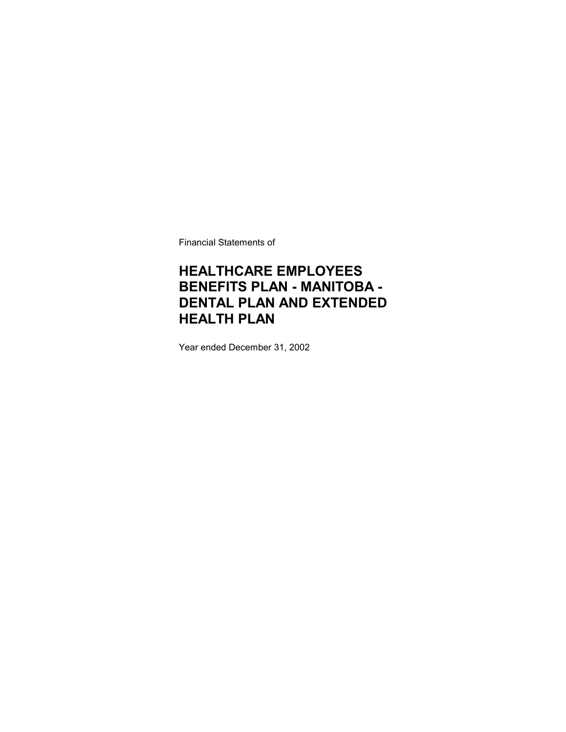Financial Statements of

# HEALTHCARE EMPLOYEES BENEFITS PLAN - MANITOBA - DENTAL PLAN AND EXTENDED HEALTH PLAN

Year ended December 31, 2002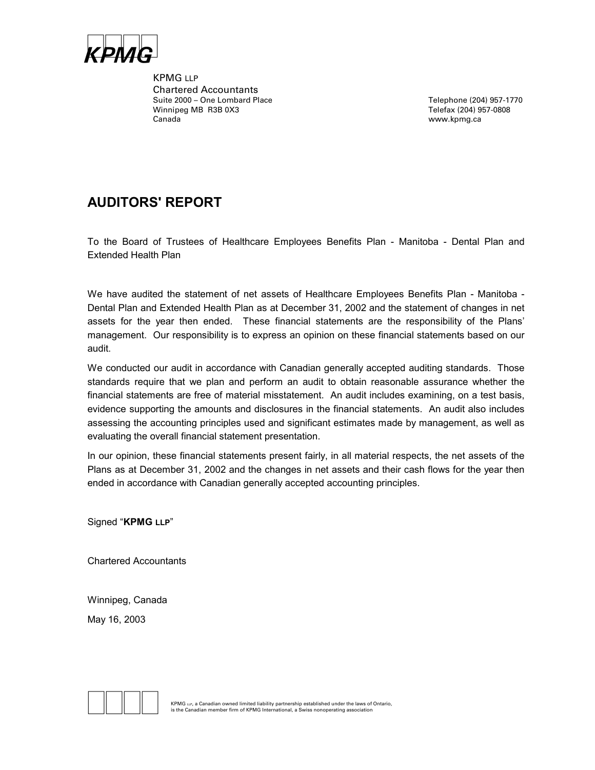KPMG LLP
Chartered Accountants
Suite 2000 – One Lombard Place
Winnipeg MB R3B 0X3
Canada

Telephone (204) 957-1770
Telefax (204) 957-0808
www.kpmg.ca

# AUDITORS' REPORT

To the Board of Trustees of Healthcare Employees Benefits Plan - Manitoba - Dental Plan and Extended Health Plan

We have audited the statement of net assets of Healthcare Employees Benefits Plan - Manitoba - Dental Plan and Extended Health Plan as at December 31, 2002 and the statement of changes in net assets for the year then ended. These financial statements are the responsibility of the Plans' management. Our responsibility is to express an opinion on these financial statements based on our audit.

We conducted our audit in accordance with Canadian generally accepted auditing standards. Those standards require that we plan and perform an audit to obtain reasonable assurance whether the financial statements are free of material misstatement. An audit includes examining, on a test basis, evidence supporting the amounts and disclosures in the financial statements. An audit also includes assessing the accounting principles used and significant estimates made by management, as well as evaluating the overall financial statement presentation.

In our opinion, these financial statements present fairly, in all material respects, the net assets of the Plans as at December 31, 2002 and the changes in net assets and their cash flows for the year then ended in accordance with Canadian generally accepted accounting principles.

Signed "**KPMG LLP**"

Chartered Accountants

Winnipeg, Canada

May 16, 2003

KPMG LLP, a Canadian owned limited liability partnership established under the laws of Ontario, is the Canadian member firm of KPMG International, a Swiss nonoperating association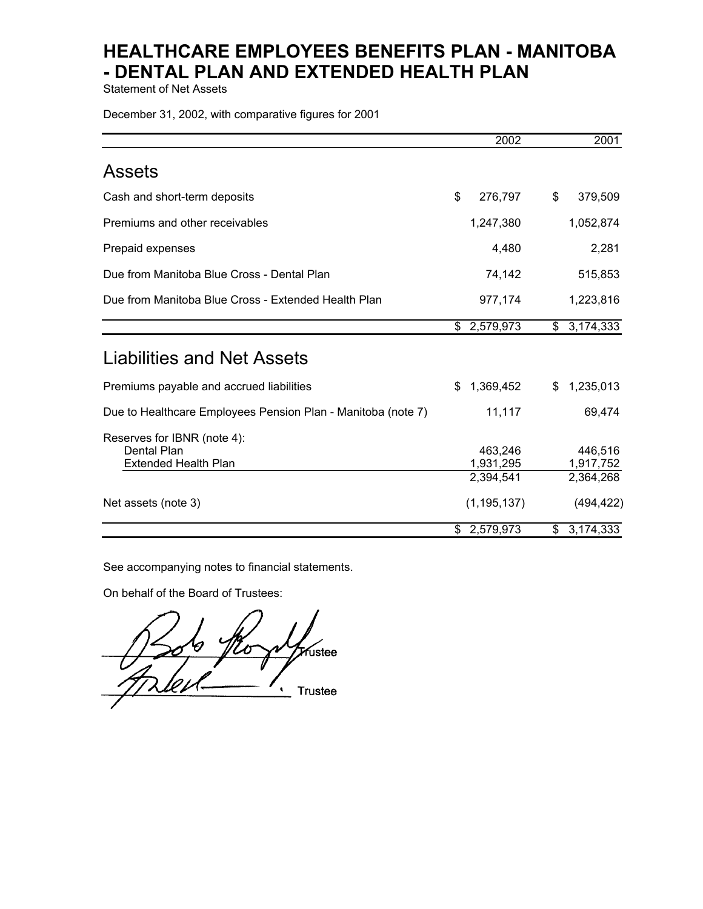# HEALTHCARE EMPLOYEES BENEFITS PLAN - MANITOBA - DENTAL PLAN AND EXTENDED HEALTH PLAN

Statement of Net Assets

December 31, 2002, with comparative figures for 2001

| | 2002 | 2001 |
|---|---|---|
| **Assets** | | |
| Cash and short-term deposits | $ 276,797 | $ 379,509 |
| Premiums and other receivables | 1,247,380 | 1,052,874 |
| Prepaid expenses | 4,480 | 2,281 |
| Due from Manitoba Blue Cross - Dental Plan | 74,142 | 515,853 |
| Due from Manitoba Blue Cross - Extended Health Plan | 977,174 | 1,223,816 |
| | $ 2,579,973 | $ 3,174,333 |
| **Liabilities and Net Assets** | | |
| Premiums payable and accrued liabilities | $ 1,369,452 | $ 1,235,013 |
| Due to Healthcare Employees Pension Plan - Manitoba (note 7) | 11,117 | 69,474 |
| Reserves for IBNR (note 4): | | |
| Dental Plan | 463,246 | 446,516 |
| Extended Health Plan | 1,931,295 | 1,917,752 |
| | 2,394,541 | 2,364,268 |
| Net assets (note 3) | (1,195,137) | (494,422) |
| | $ 2,579,973 | $ 3,174,333 |

See accompanying notes to financial statements.

On behalf of the Board of Trustees:

Trustee

Trustee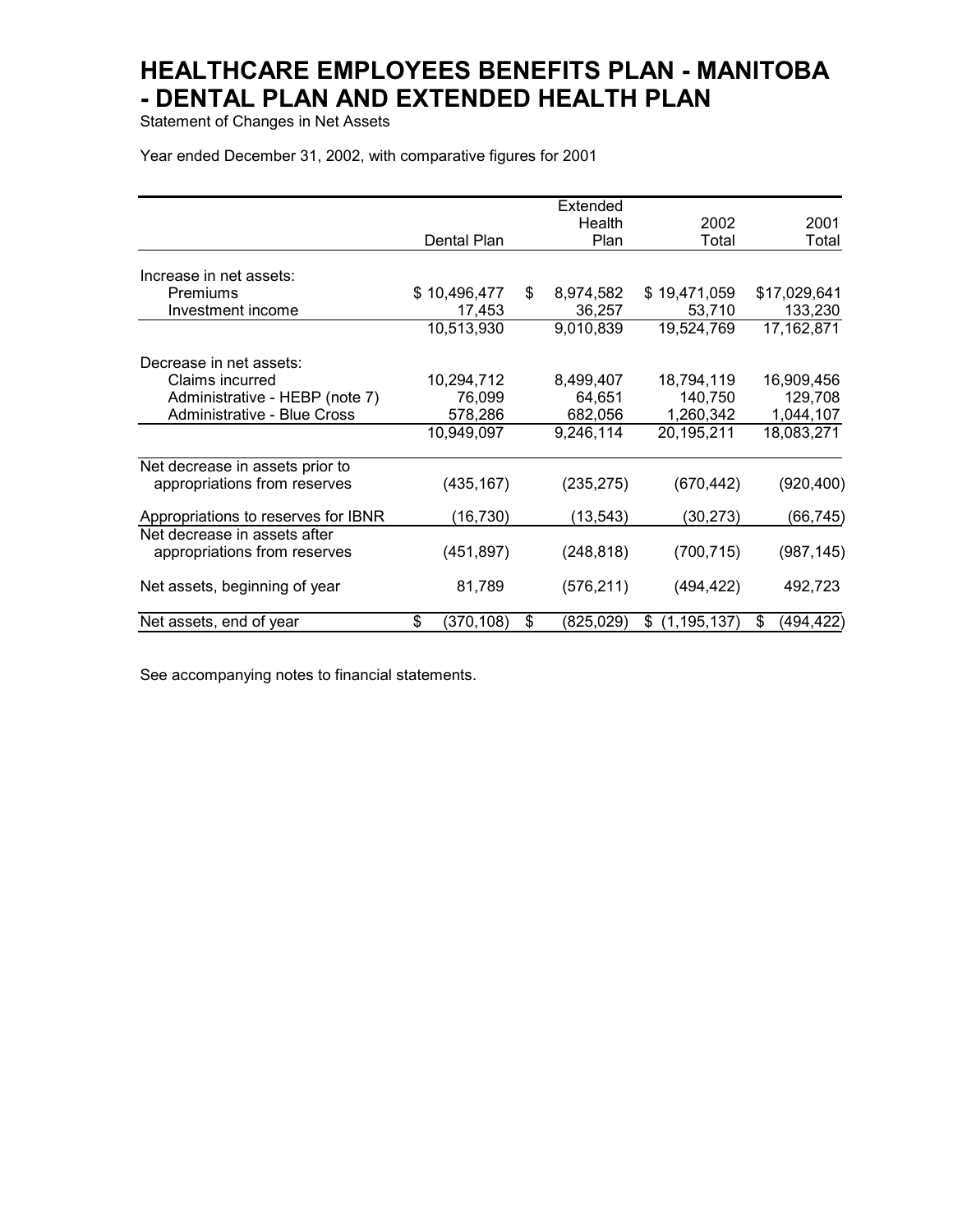# HEALTHCARE EMPLOYEES BENEFITS PLAN - MANITOBA - DENTAL PLAN AND EXTENDED HEALTH PLAN

Statement of Changes in Net Assets

Year ended December 31, 2002, with comparative figures for 2001

| | Dental Plan | Extended Health Plan | 2002 Total | 2001 Total |
|---|---|---|---|---|
| Increase in net assets: | | | | |
| Premiums | $ 10,496,477 | $ 8,974,582 | $ 19,471,059 | $17,029,641 |
| Investment income | 17,453 | 36,257 | 53,710 | 133,230 |
| | 10,513,930 | 9,010,839 | 19,524,769 | 17,162,871 |
| Decrease in net assets: | | | | |
| Claims incurred | 10,294,712 | 8,499,407 | 18,794,119 | 16,909,456 |
| Administrative - HEBP (note 7) | 76,099 | 64,651 | 140,750 | 129,708 |
| Administrative - Blue Cross | 578,286 | 682,056 | 1,260,342 | 1,044,107 |
| | 10,949,097 | 9,246,114 | 20,195,211 | 18,083,271 |
| Net decrease in assets prior to appropriations from reserves | (435,167) | (235,275) | (670,442) | (920,400) |
| Appropriations to reserves for IBNR | (16,730) | (13,543) | (30,273) | (66,745) |
| Net decrease in assets after appropriations from reserves | (451,897) | (248,818) | (700,715) | (987,145) |
| Net assets, beginning of year | 81,789 | (576,211) | (494,422) | 492,723 |
| Net assets, end of year | $ (370,108) | $ (825,029) | $ (1,195,137) | $ (494,422) |

See accompanying notes to financial statements.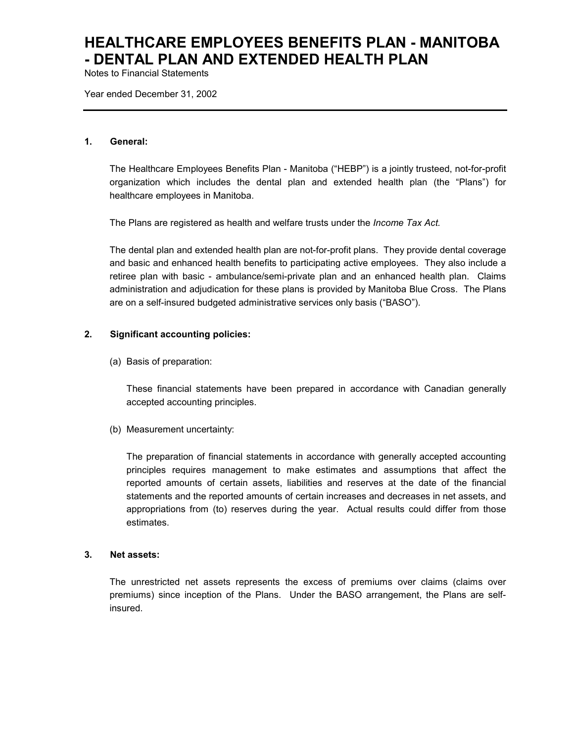# HEALTHCARE EMPLOYEES BENEFITS PLAN - MANITOBA - DENTAL PLAN AND EXTENDED HEALTH PLAN

Notes to Financial Statements

Year ended December 31, 2002

---

## 1. General:

The Healthcare Employees Benefits Plan - Manitoba ("HEBP") is a jointly trusteed, not-for-profit organization which includes the dental plan and extended health plan (the "Plans") for healthcare employees in Manitoba.

The Plans are registered as health and welfare trusts under the *Income Tax Act.*

The dental plan and extended health plan are not-for-profit plans. They provide dental coverage and basic and enhanced health benefits to participating active employees. They also include a retiree plan with basic - ambulance/semi-private plan and an enhanced health plan. Claims administration and adjudication for these plans is provided by Manitoba Blue Cross. The Plans are on a self-insured budgeted administrative services only basis ("BASO").

## 2. Significant accounting policies:

(a) Basis of preparation:

These financial statements have been prepared in accordance with Canadian generally accepted accounting principles.

(b) Measurement uncertainty:

The preparation of financial statements in accordance with generally accepted accounting principles requires management to make estimates and assumptions that affect the reported amounts of certain assets, liabilities and reserves at the date of the financial statements and the reported amounts of certain increases and decreases in net assets, and appropriations from (to) reserves during the year. Actual results could differ from those estimates.

## 3. Net assets:

The unrestricted net assets represents the excess of premiums over claims (claims over premiums) since inception of the Plans. Under the BASO arrangement, the Plans are self-insured.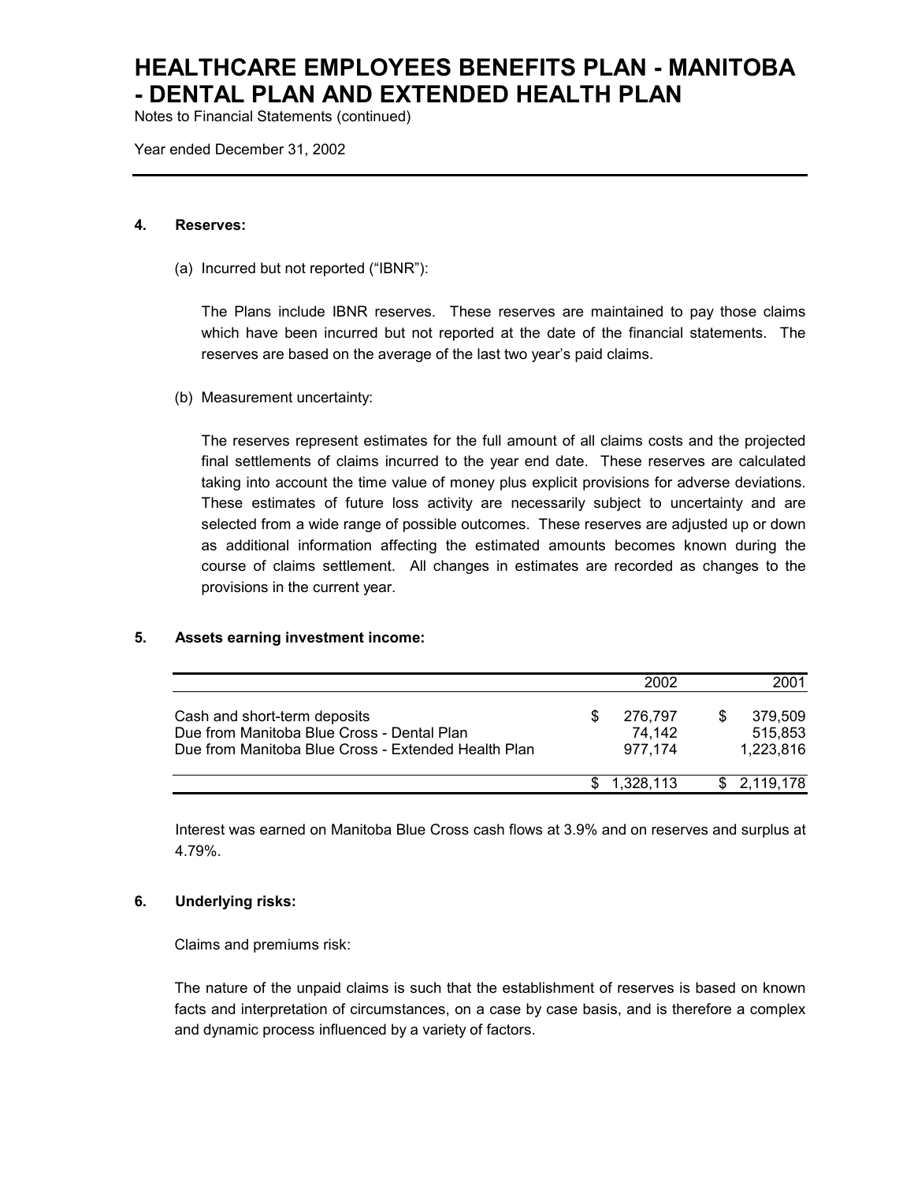# HEALTHCARE EMPLOYEES BENEFITS PLAN - MANITOBA - DENTAL PLAN AND EXTENDED HEALTH PLAN

Notes to Financial Statements (continued)

Year ended December 31, 2002

---

**4. Reserves:**

(a) Incurred but not reported ("IBNR"):

The Plans include IBNR reserves. These reserves are maintained to pay those claims which have been incurred but not reported at the date of the financial statements. The reserves are based on the average of the last two year's paid claims.

(b) Measurement uncertainty:

The reserves represent estimates for the full amount of all claims costs and the projected final settlements of claims incurred to the year end date. These reserves are calculated taking into account the time value of money plus explicit provisions for adverse deviations. These estimates of future loss activity are necessarily subject to uncertainty and are selected from a wide range of possible outcomes. These reserves are adjusted up or down as additional information affecting the estimated amounts becomes known during the course of claims settlement. All changes in estimates are recorded as changes to the provisions in the current year.

**5. Assets earning investment income:**

| | 2002 | 2001 |
|---|---|---|
| Cash and short-term deposits | $ 276,797 | $ 379,509 |
| Due from Manitoba Blue Cross - Dental Plan | 74,142 | 515,853 |
| Due from Manitoba Blue Cross - Extended Health Plan | 977,174 | 1,223,816 |
| | $ 1,328,113 | $ 2,119,178 |

Interest was earned on Manitoba Blue Cross cash flows at 3.9% and on reserves and surplus at 4.79%.

**6. Underlying risks:**

Claims and premiums risk:

The nature of the unpaid claims is such that the establishment of reserves is based on known facts and interpretation of circumstances, on a case by case basis, and is therefore a complex and dynamic process influenced by a variety of factors.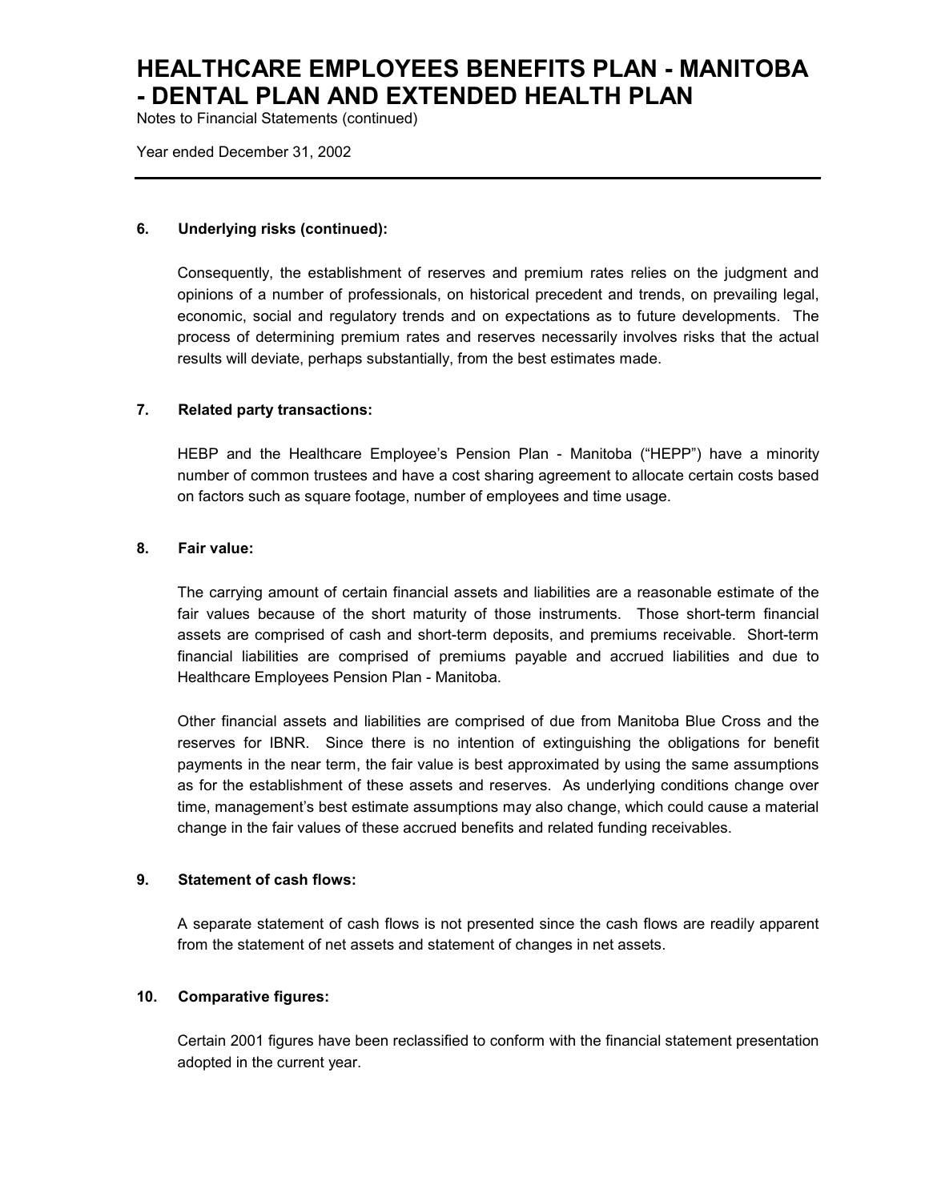### 6. Underlying risks (continued):

Consequently, the establishment of reserves and premium rates relies on the judgment and opinions of a number of professionals, on historical precedent and trends, on prevailing legal, economic, social and regulatory trends and on expectations as to future developments. The process of determining premium rates and reserves necessarily involves risks that the actual results will deviate, perhaps substantially, from the best estimates made.

### 7. Related party transactions:

HEBP and the Healthcare Employee's Pension Plan - Manitoba ("HEPP") have a minority number of common trustees and have a cost sharing agreement to allocate certain costs based on factors such as square footage, number of employees and time usage.

### 8. Fair value:

The carrying amount of certain financial assets and liabilities are a reasonable estimate of the fair values because of the short maturity of those instruments. Those short-term financial assets are comprised of cash and short-term deposits, and premiums receivable. Short-term financial liabilities are comprised of premiums payable and accrued liabilities and due to Healthcare Employees Pension Plan - Manitoba.

Other financial assets and liabilities are comprised of due from Manitoba Blue Cross and the reserves for IBNR. Since there is no intention of extinguishing the obligations for benefit payments in the near term, the fair value is best approximated by using the same assumptions as for the establishment of these assets and reserves. As underlying conditions change over time, management's best estimate assumptions may also change, which could cause a material change in the fair values of these accrued benefits and related funding receivables.

### 9. Statement of cash flows:

A separate statement of cash flows is not presented since the cash flows are readily apparent from the statement of net assets and statement of changes in net assets.

### 10. Comparative figures:

Certain 2001 figures have been reclassified to conform with the financial statement presentation adopted in the current year.